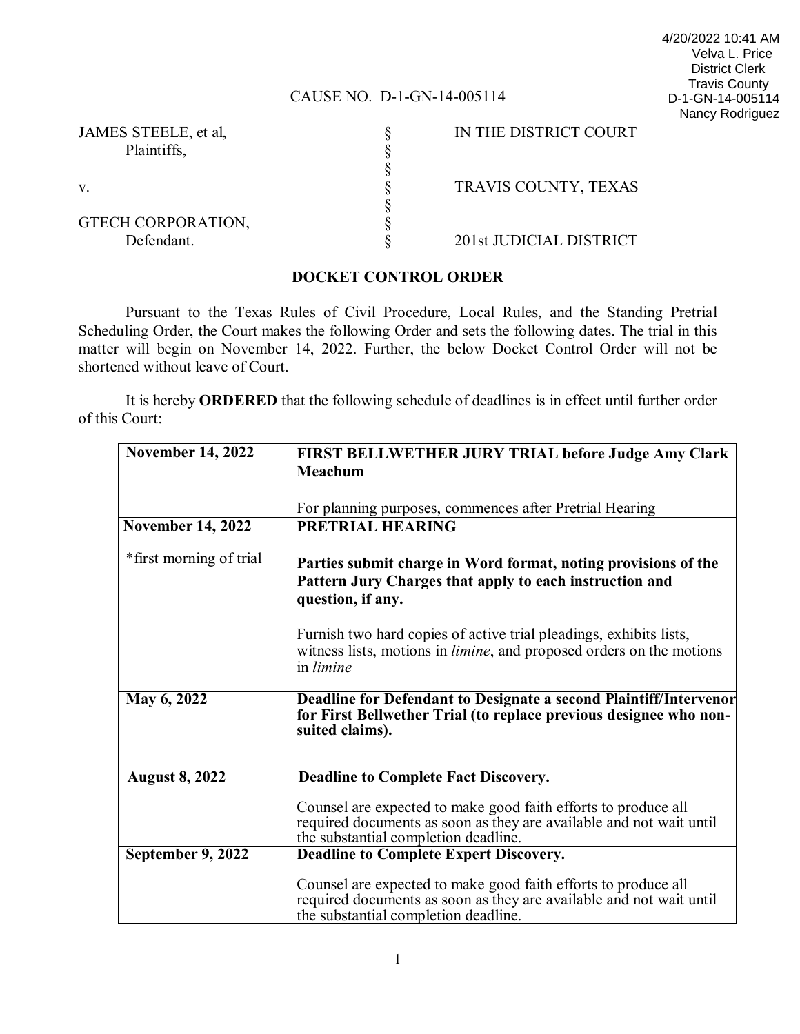4/20/2022 10:41 AM
Velva L. Price
District Clerk
Travis County
D-1-GN-14-005114
Nancy Rodriguez

CAUSE NO. D-1-GN-14-005114

| | | |
|---|---|---|
| JAMES STEELE, et al, Plaintiffs, | § | IN THE DISTRICT COURT |
| v. | § | TRAVIS COUNTY, TEXAS |
| GTECH CORPORATION, Defendant. | § | 201st JUDICIAL DISTRICT |

## DOCKET CONTROL ORDER

Pursuant to the Texas Rules of Civil Procedure, Local Rules, and the Standing Pretrial Scheduling Order, the Court makes the following Order and sets the following dates. The trial in this matter will begin on November 14, 2022. Further, the below Docket Control Order will not be shortened without leave of Court.

It is hereby **ORDERED** that the following schedule of deadlines is in effect until further order of this Court:

| | |
|---|---|
| **November 14, 2022** | **FIRST BELLWETHER JURY TRIAL before Judge Amy Clark Meachum**<br><br>For planning purposes, commences after Pretrial Hearing |
| **November 14, 2022**<br><br>*first morning of trial | **PRETRIAL HEARING**<br><br>**Parties submit charge in Word format, noting provisions of the Pattern Jury Charges that apply to each instruction and question, if any.**<br><br>Furnish two hard copies of active trial pleadings, exhibits lists, witness lists, motions in *limine*, and proposed orders on the motions in *limine* |
| **May 6, 2022** | **Deadline for Defendant to Designate a second Plaintiff/Intervenor for First Bellwether Trial (to replace previous designee who non-suited claims).** |
| **August 8, 2022** | **Deadline to Complete Fact Discovery.**<br><br>Counsel are expected to make good faith efforts to produce all required documents as soon as they are available and not wait until the substantial completion deadline. |
| **September 9, 2022** | **Deadline to Complete Expert Discovery.**<br><br>Counsel are expected to make good faith efforts to produce all required documents as soon as they are available and not wait until the substantial completion deadline. |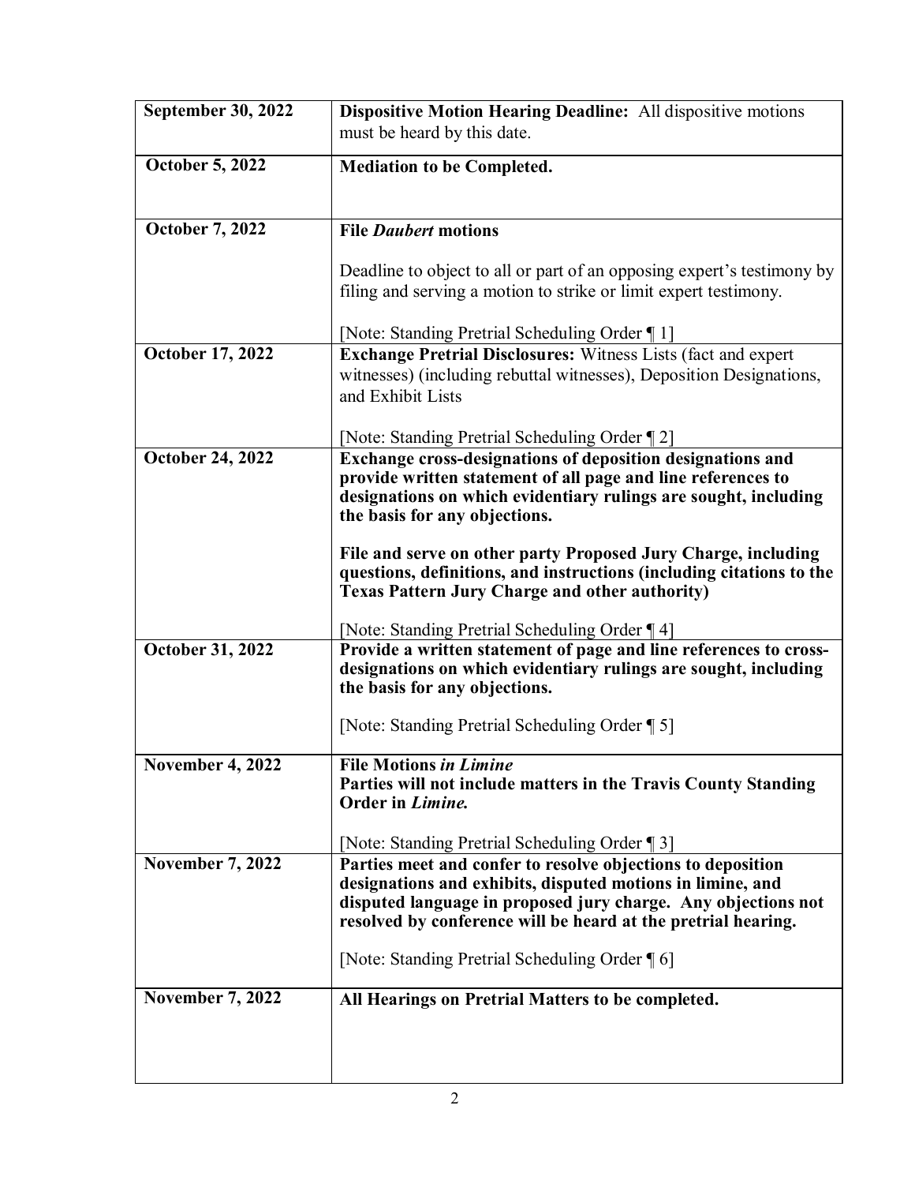| | |
|---|---|
| **September 30, 2022** | **Dispositive Motion Hearing Deadline:** All dispositive motions must be heard by this date. |
| **October 5, 2022** | **Mediation to be Completed.** |
| **October 7, 2022** | **File *Daubert* motions**<br><br>Deadline to object to all or part of an opposing expert's testimony by filing and serving a motion to strike or limit expert testimony.<br><br>[Note: Standing Pretrial Scheduling Order ¶ 1] |
| **October 17, 2022** | **Exchange Pretrial Disclosures:** Witness Lists (fact and expert witnesses) (including rebuttal witnesses), Deposition Designations, and Exhibit Lists<br><br>[Note: Standing Pretrial Scheduling Order ¶ 2] |
| **October 24, 2022** | **Exchange cross-designations of deposition designations and provide written statement of all page and line references to designations on which evidentiary rulings are sought, including the basis for any objections.**<br><br>**File and serve on other party Proposed Jury Charge, including questions, definitions, and instructions (including citations to the Texas Pattern Jury Charge and other authority)**<br><br>[Note: Standing Pretrial Scheduling Order ¶ 4] |
| **October 31, 2022** | **Provide a written statement of page and line references to cross-designations on which evidentiary rulings are sought, including the basis for any objections.**<br><br>[Note: Standing Pretrial Scheduling Order ¶ 5] |
| **November 4, 2022** | **File Motions *in Limine***<br>**Parties will not include matters in the Travis County Standing Order in *Limine.***<br><br>[Note: Standing Pretrial Scheduling Order ¶ 3] |
| **November 7, 2022** | **Parties meet and confer to resolve objections to deposition designations and exhibits, disputed motions in limine, and disputed language in proposed jury charge. Any objections not resolved by conference will be heard at the pretrial hearing.**<br><br>[Note: Standing Pretrial Scheduling Order ¶ 6] |
| **November 7, 2022** | **All Hearings on Pretrial Matters to be completed.** |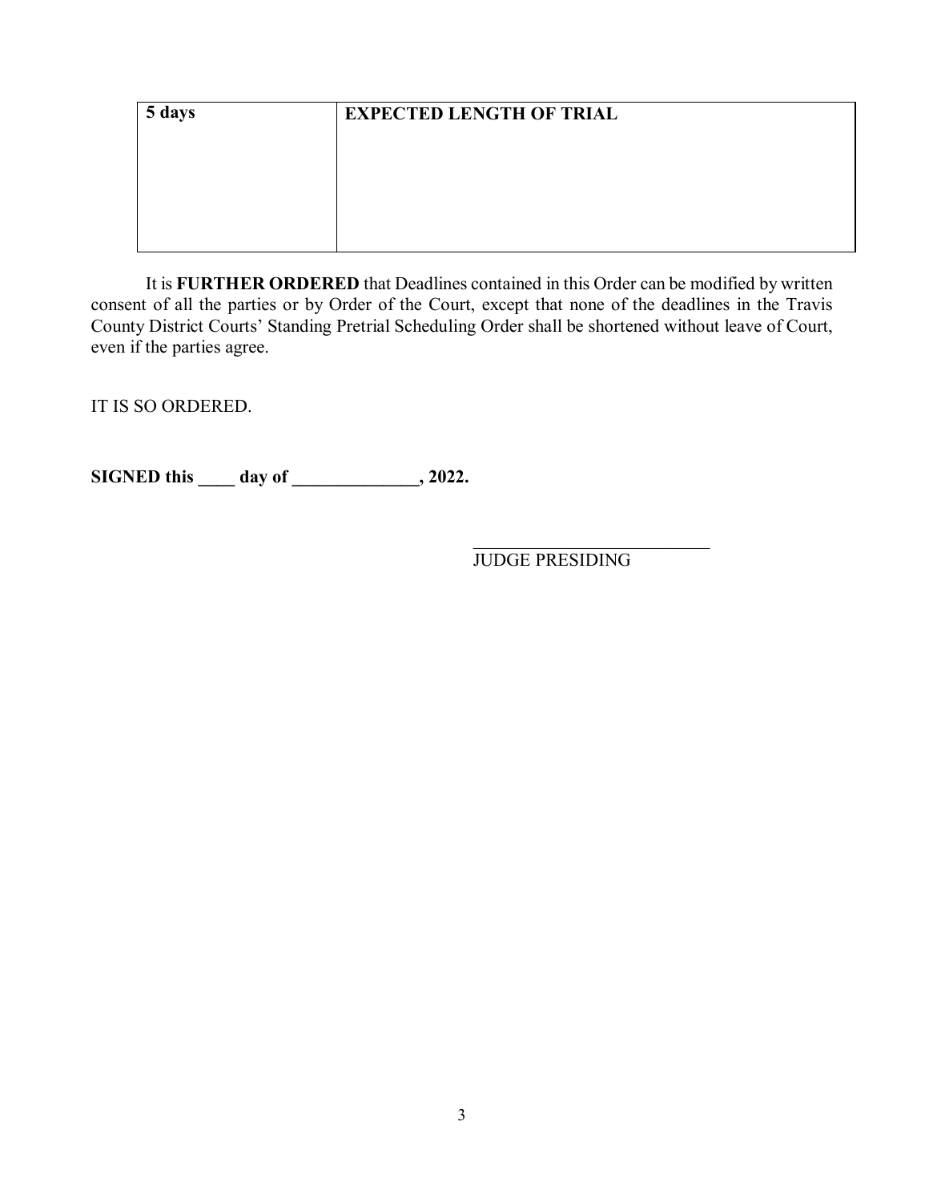| **5 days** | **EXPECTED LENGTH OF TRIAL** |
|---|---|

It is **FURTHER ORDERED** that Deadlines contained in this Order can be modified by written consent of all the parties or by Order of the Court, except that none of the deadlines in the Travis County District Courts' Standing Pretrial Scheduling Order shall be shortened without leave of Court, even if the parties agree.

IT IS SO ORDERED.

**SIGNED this ____ day of ______________, 2022.**

\_\_\_\_\_\_\_\_\_\_\_\_\_\_\_\_\_\_\_\_\_\_\_\_\_\_\_\_

JUDGE PRESIDING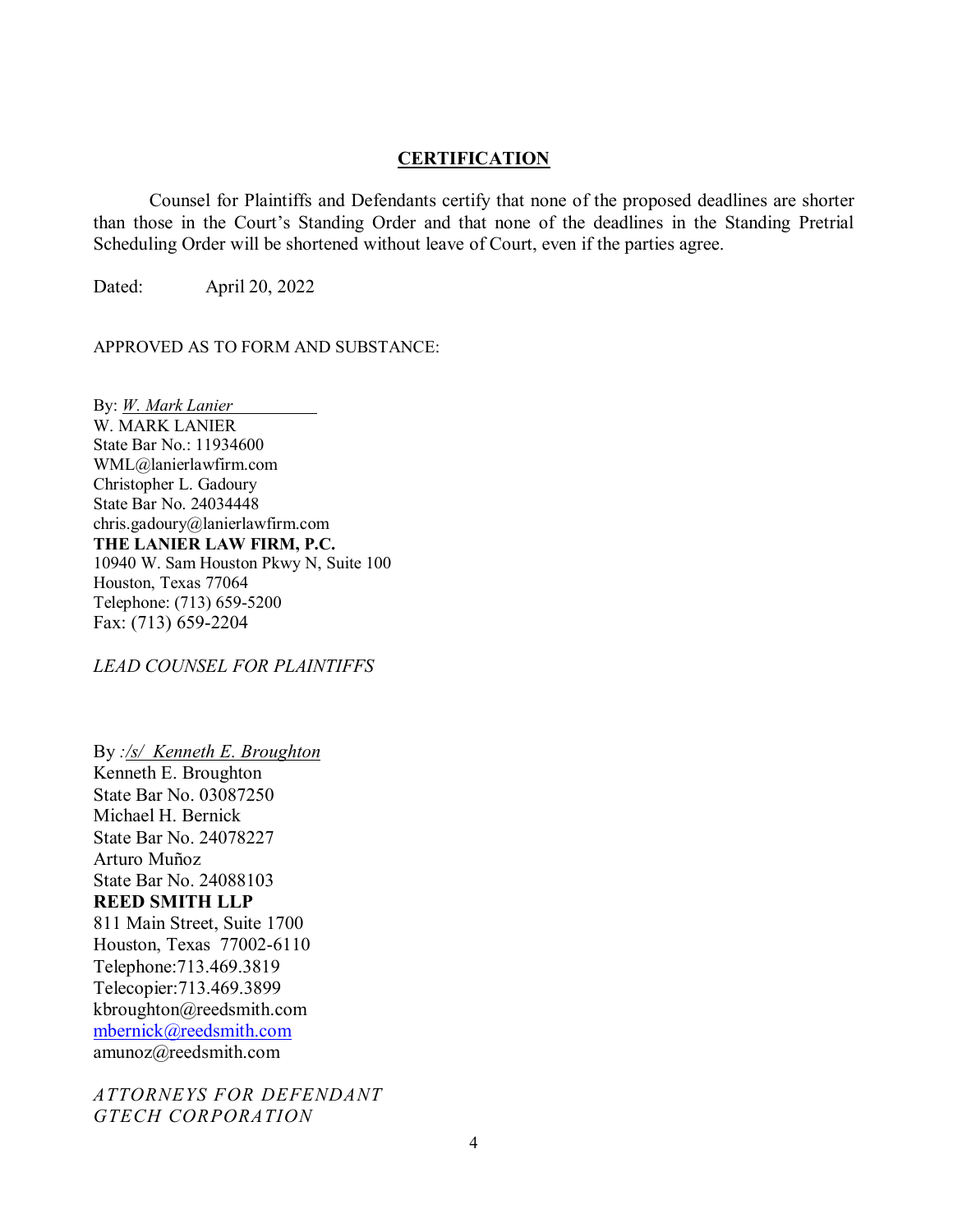## CERTIFICATION

Counsel for Plaintiffs and Defendants certify that none of the proposed deadlines are shorter than those in the Court's Standing Order and that none of the deadlines in the Standing Pretrial Scheduling Order will be shortened without leave of Court, even if the parties agree.

Dated: April 20, 2022

APPROVED AS TO FORM AND SUBSTANCE:

By: *W. Mark Lanier*  
W. MARK LANIER  
State Bar No.: 11934600  
WML@lanierlawfirm.com  
Christopher L. Gadoury  
State Bar No. 24034448  
chris.gadoury@lanierlawfirm.com  
**THE LANIER LAW FIRM, P.C.**  
10940 W. Sam Houston Pkwy N, Suite 100  
Houston, Texas 77064  
Telephone: (713) 659-5200  
Fax: (713) 659-2204

*LEAD COUNSEL FOR PLAINTIFFS*

By *:/s/ Kenneth E. Broughton*  
Kenneth E. Broughton  
State Bar No. 03087250  
Michael H. Bernick  
State Bar No. 24078227  
Arturo Muñoz  
State Bar No. 24088103  
**REED SMITH LLP**  
811 Main Street, Suite 1700  
Houston, Texas 77002-6110  
Telephone:713.469.3819  
Telecopier:713.469.3899  
kbroughton@reedsmith.com  
mbernick@reedsmith.com  
amunoz@reedsmith.com

*ATTORNEYS FOR DEFENDANT GTECH CORPORATION*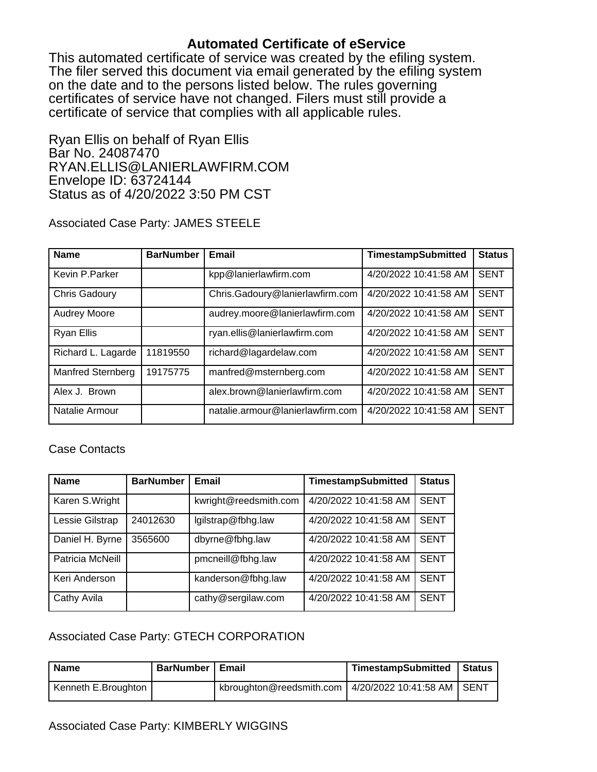# Automated Certificate of eService

This automated certificate of service was created by the efiling system. The filer served this document via email generated by the efiling system on the date and to the persons listed below. The rules governing certificates of service have not changed. Filers must still provide a certificate of service that complies with all applicable rules.

Ryan Ellis on behalf of Ryan Ellis
Bar No. 24087470
RYAN.ELLIS@LANIERLAWFIRM.COM
Envelope ID: 63724144
Status as of 4/20/2022 3:50 PM CST

Associated Case Party: JAMES STEELE

| Name | BarNumber | Email | TimestampSubmitted | Status |
|---|---|---|---|---|
| Kevin P.Parker | | kpp@lanierlawfirm.com | 4/20/2022 10:41:58 AM | SENT |
| Chris Gadoury | | Chris.Gadoury@lanierlawfirm.com | 4/20/2022 10:41:58 AM | SENT |
| Audrey Moore | | audrey.moore@lanierlawfirm.com | 4/20/2022 10:41:58 AM | SENT |
| Ryan Ellis | | ryan.ellis@lanierlawfirm.com | 4/20/2022 10:41:58 AM | SENT |
| Richard L. Lagarde | 11819550 | richard@lagardelaw.com | 4/20/2022 10:41:58 AM | SENT |
| Manfred Sternberg | 19175775 | manfred@msternberg.com | 4/20/2022 10:41:58 AM | SENT |
| Alex J. Brown | | alex.brown@lanierlawfirm.com | 4/20/2022 10:41:58 AM | SENT |
| Natalie Armour | | natalie.armour@lanierlawfirm.com | 4/20/2022 10:41:58 AM | SENT |

Case Contacts

| Name | BarNumber | Email | TimestampSubmitted | Status |
|---|---|---|---|---|
| Karen S.Wright | | kwright@reedsmith.com | 4/20/2022 10:41:58 AM | SENT |
| Lessie Gilstrap | 24012630 | lgilstrap@fbhg.law | 4/20/2022 10:41:58 AM | SENT |
| Daniel H. Byrne | 3565600 | dbyrne@fbhg.law | 4/20/2022 10:41:58 AM | SENT |
| Patricia McNeill | | pmcneill@fbhg.law | 4/20/2022 10:41:58 AM | SENT |
| Keri Anderson | | kanderson@fbhg.law | 4/20/2022 10:41:58 AM | SENT |
| Cathy Avila | | cathy@sergilaw.com | 4/20/2022 10:41:58 AM | SENT |

Associated Case Party: GTECH CORPORATION

| Name | BarNumber | Email | TimestampSubmitted | Status |
|---|---|---|---|---|
| Kenneth E.Broughton | | kbroughton@reedsmith.com | 4/20/2022 10:41:58 AM | SENT |

Associated Case Party: KIMBERLY WIGGINS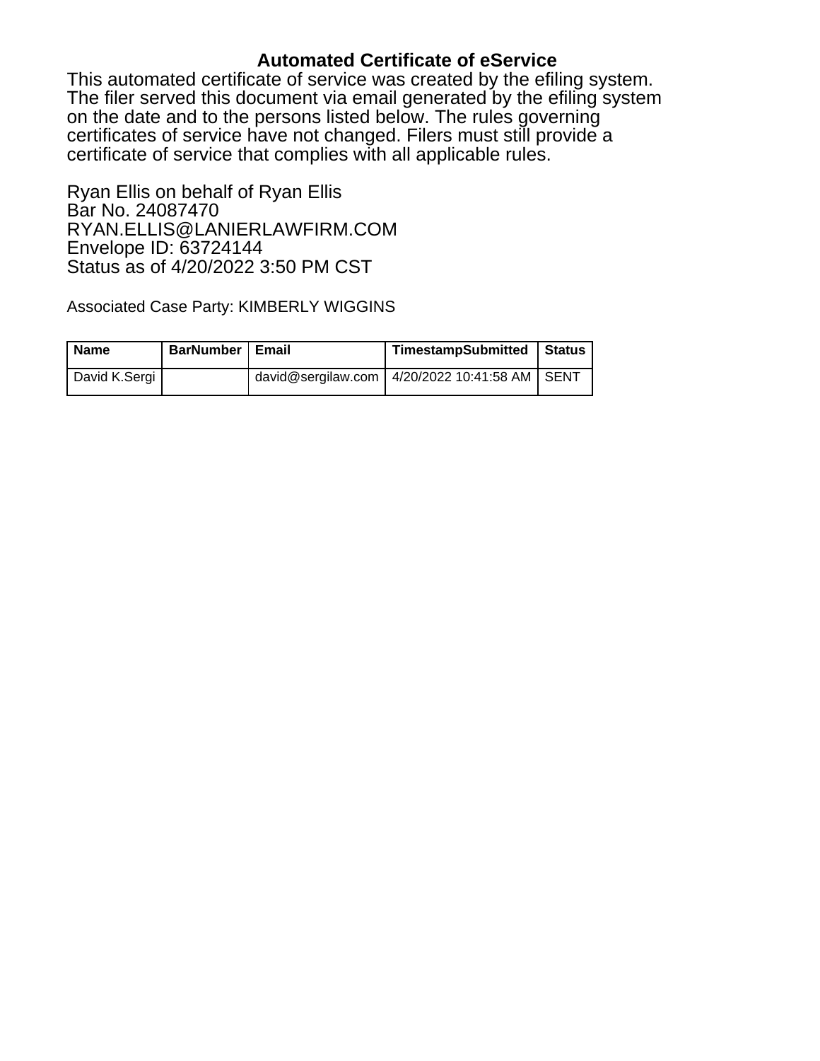# Automated Certificate of eService

This automated certificate of service was created by the efiling system. The filer served this document via email generated by the efiling system on the date and to the persons listed below. The rules governing certificates of service have not changed. Filers must still provide a certificate of service that complies with all applicable rules.

Ryan Ellis on behalf of Ryan Ellis
Bar No. 24087470
RYAN.ELLIS@LANIERLAWFIRM.COM
Envelope ID: 63724144
Status as of 4/20/2022 3:50 PM CST

Associated Case Party: KIMBERLY WIGGINS

| Name | BarNumber | Email | TimestampSubmitted | Status |
| --- | --- | --- | --- | --- |
| David K.Sergi | | david@sergilaw.com | 4/20/2022 10:41:58 AM | SENT |